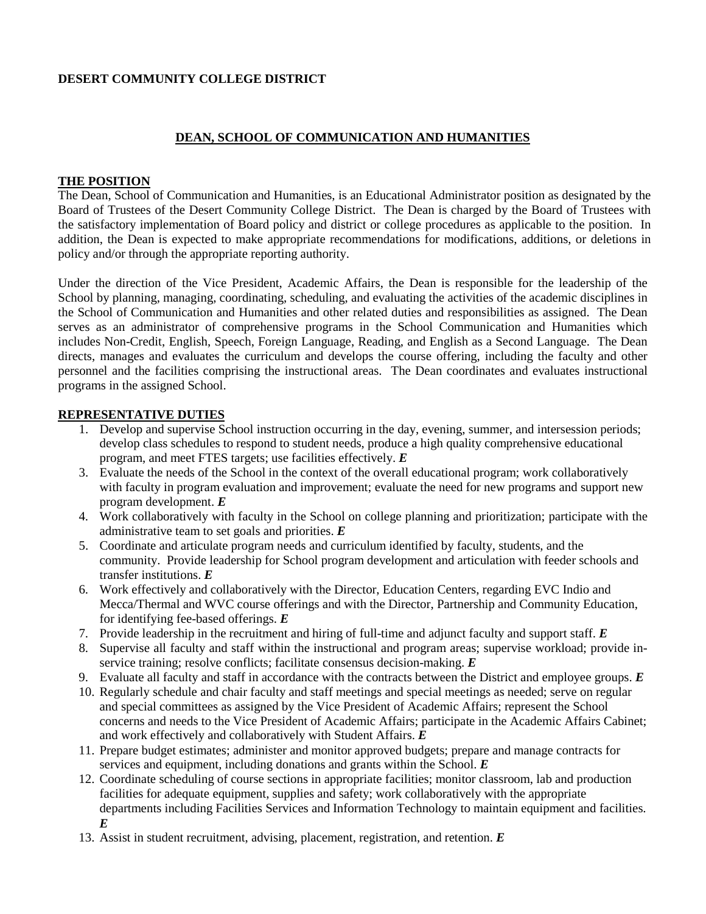**DESERT COMMUNITY COLLEGE DISTRICT**

## DEAN, SCHOOL OF COMMUNICATION AND HUMANITIES

### THE POSITION

The Dean, School of Communication and Humanities, is an Educational Administrator position as designated by the Board of Trustees of the Desert Community College District. The Dean is charged by the Board of Trustees with the satisfactory implementation of Board policy and district or college procedures as applicable to the position. In addition, the Dean is expected to make appropriate recommendations for modifications, additions, or deletions in policy and/or through the appropriate reporting authority.

Under the direction of the Vice President, Academic Affairs, the Dean is responsible for the leadership of the School by planning, managing, coordinating, scheduling, and evaluating the activities of the academic disciplines in the School of Communication and Humanities and other related duties and responsibilities as assigned. The Dean serves as an administrator of comprehensive programs in the School Communication and Humanities which includes Non-Credit, English, Speech, Foreign Language, Reading, and English as a Second Language. The Dean directs, manages and evaluates the curriculum and develops the course offering, including the faculty and other personnel and the facilities comprising the instructional areas. The Dean coordinates and evaluates instructional programs in the assigned School.

### REPRESENTATIVE DUTIES

1. Develop and supervise School instruction occurring in the day, evening, summer, and intersession periods; develop class schedules to respond to student needs, produce a high quality comprehensive educational program, and meet FTES targets; use facilities effectively. ***E***
3. Evaluate the needs of the School in the context of the overall educational program; work collaboratively with faculty in program evaluation and improvement; evaluate the need for new programs and support new program development. ***E***
4. Work collaboratively with faculty in the School on college planning and prioritization; participate with the administrative team to set goals and priorities. ***E***
5. Coordinate and articulate program needs and curriculum identified by faculty, students, and the community. Provide leadership for School program development and articulation with feeder schools and transfer institutions. ***E***
6. Work effectively and collaboratively with the Director, Education Centers, regarding EVC Indio and Mecca/Thermal and WVC course offerings and with the Director, Partnership and Community Education, for identifying fee-based offerings. ***E***
7. Provide leadership in the recruitment and hiring of full-time and adjunct faculty and support staff. ***E***
8. Supervise all faculty and staff within the instructional and program areas; supervise workload; provide in-service training; resolve conflicts; facilitate consensus decision-making. ***E***
9. Evaluate all faculty and staff in accordance with the contracts between the District and employee groups. ***E***
10. Regularly schedule and chair faculty and staff meetings and special meetings as needed; serve on regular and special committees as assigned by the Vice President of Academic Affairs; represent the School concerns and needs to the Vice President of Academic Affairs; participate in the Academic Affairs Cabinet; and work effectively and collaboratively with Student Affairs. ***E***
11. Prepare budget estimates; administer and monitor approved budgets; prepare and manage contracts for services and equipment, including donations and grants within the School. ***E***
12. Coordinate scheduling of course sections in appropriate facilities; monitor classroom, lab and production facilities for adequate equipment, supplies and safety; work collaboratively with the appropriate departments including Facilities Services and Information Technology to maintain equipment and facilities. ***E***
13. Assist in student recruitment, advising, placement, registration, and retention. ***E***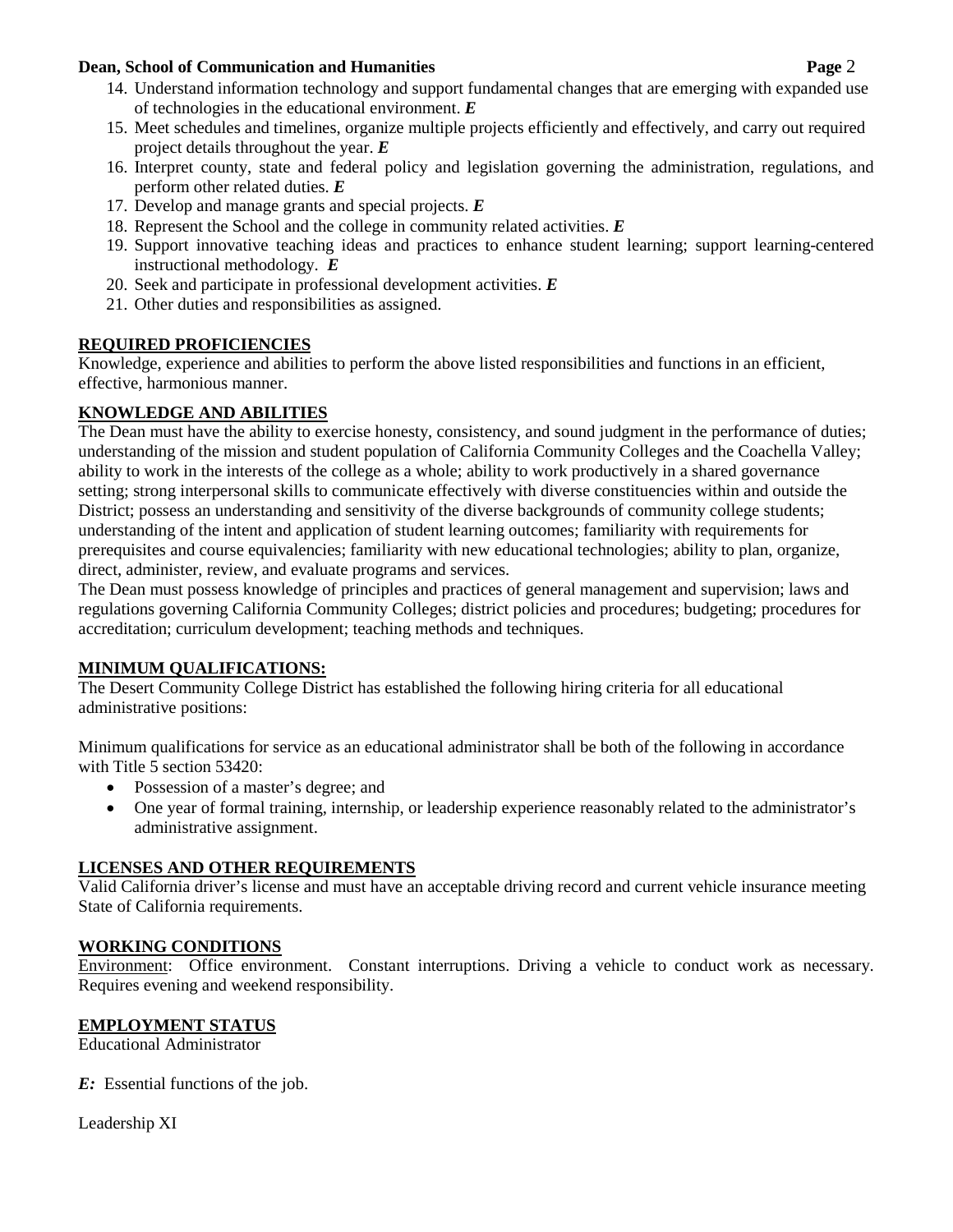14. Understand information technology and support fundamental changes that are emerging with expanded use of technologies in the educational environment. ***E***
15. Meet schedules and timelines, organize multiple projects efficiently and effectively, and carry out required project details throughout the year. ***E***
16. Interpret county, state and federal policy and legislation governing the administration, regulations, and perform other related duties. ***E***
17. Develop and manage grants and special projects. ***E***
18. Represent the School and the college in community related activities. ***E***
19. Support innovative teaching ideas and practices to enhance student learning; support learning-centered instructional methodology. ***E***
20. Seek and participate in professional development activities. ***E***
21. Other duties and responsibilities as assigned.

## REQUIRED PROFICIENCIES

Knowledge, experience and abilities to perform the above listed responsibilities and functions in an efficient, effective, harmonious manner.

## KNOWLEDGE AND ABILITIES

The Dean must have the ability to exercise honesty, consistency, and sound judgment in the performance of duties; understanding of the mission and student population of California Community Colleges and the Coachella Valley; ability to work in the interests of the college as a whole; ability to work productively in a shared governance setting; strong interpersonal skills to communicate effectively with diverse constituencies within and outside the District; possess an understanding and sensitivity of the diverse backgrounds of community college students; understanding of the intent and application of student learning outcomes; familiarity with requirements for prerequisites and course equivalencies; familiarity with new educational technologies; ability to plan, organize, direct, administer, review, and evaluate programs and services.

The Dean must possess knowledge of principles and practices of general management and supervision; laws and regulations governing California Community Colleges; district policies and procedures; budgeting; procedures for accreditation; curriculum development; teaching methods and techniques.

## MINIMUM QUALIFICATIONS:

The Desert Community College District has established the following hiring criteria for all educational administrative positions:

Minimum qualifications for service as an educational administrator shall be both of the following in accordance with Title 5 section 53420:

- Possession of a master's degree; and
- One year of formal training, internship, or leadership experience reasonably related to the administrator's administrative assignment.

## LICENSES AND OTHER REQUIREMENTS

Valid California driver's license and must have an acceptable driving record and current vehicle insurance meeting State of California requirements.

## WORKING CONDITIONS

Environment: Office environment. Constant interruptions. Driving a vehicle to conduct work as necessary. Requires evening and weekend responsibility.

## EMPLOYMENT STATUS

Educational Administrator

***E:*** Essential functions of the job.

Leadership XI